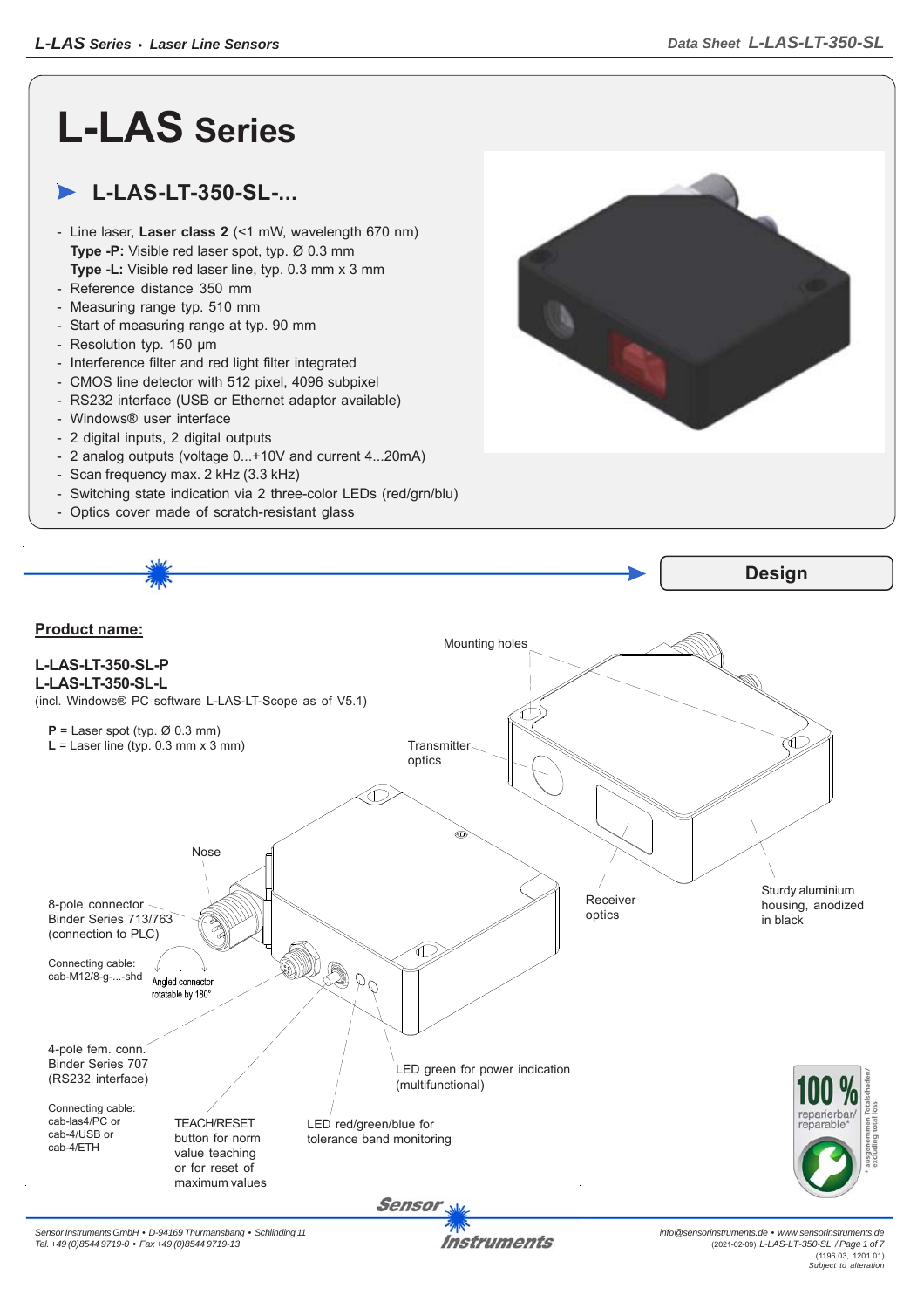# L-LAS Series

## ➤ L-LAS-LT-350-SL-...

- Line laser, **Laser class 2** (<1 mW, wavelength 670 nm)
  **Type -P:** Visible red laser spot, typ. Ø 0.3 mm
  **Type -L:** Visible red laser line, typ. 0.3 mm x 3 mm
- Reference distance 350 mm
- Measuring range typ. 510 mm
- Start of measuring range at typ. 90 mm
- Resolution typ. 150 µm
- Interference filter and red light filter integrated
- CMOS line detector with 512 pixel, 4096 subpixel
- RS232 interface (USB or Ethernet adaptor available)
- Windows® user interface
- 2 digital inputs, 2 digital outputs
- 2 analog outputs (voltage 0...+10V and current 4...20mA)
- Scan frequency max. 2 kHz (3.3 kHz)
- Switching state indication via 2 three-color LEDs (red/grn/blu)
- Optics cover made of scratch-resistant glass

## Design

**Product name:**

**L-LAS-LT-350-SL-P**
**L-LAS-LT-350-SL-L**
(incl. Windows® PC software L-LAS-LT-Scope as of V5.1)

**P** = Laser spot (typ. Ø 0.3 mm)
**L** = Laser line (typ. 0.3 mm x 3 mm)

Mounting holes

Transmitter optics

Receiver optics

Sturdy aluminium housing, anodized in black

Nose

8-pole connector Binder Series 713/763 (connection to PLC)

Connecting cable: cab-M12/8-g-...-shd

Angled connector rotatable by 180°

4-pole fem. conn. Binder Series 707 (RS232 interface)

Connecting cable: cab-las4/PC or cab-4/USB or cab-4/ETH

TEACH/RESET button for norm value teaching or for reset of maximum values

LED red/green/blue for tolerance band monitoring

LED green for power indication (multifunctional)

100 % reparierbar/ reparable*

* ausgenommen Totalschaden/ excluding total loss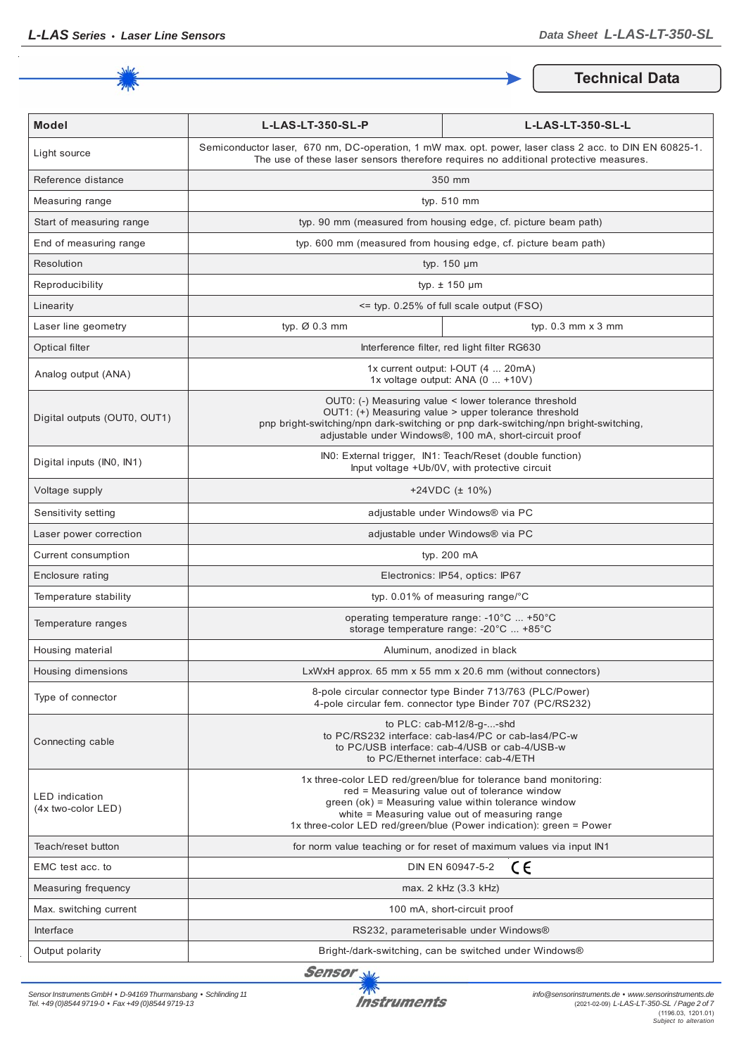## Technical Data

| Model | L-LAS-LT-350-SL-P | L-LAS-LT-350-SL-L |
|---|---|---|
| Light source | Semiconductor laser, 670 nm, DC-operation, 1 mW max. opt. power, laser class 2 acc. to DIN EN 60825-1. The use of these laser sensors therefore requires no additional protective measures. | |
| Reference distance | 350 mm | |
| Measuring range | typ. 510 mm | |
| Start of measuring range | typ. 90 mm (measured from housing edge, cf. picture beam path) | |
| End of measuring range | typ. 600 mm (measured from housing edge, cf. picture beam path) | |
| Resolution | typ. 150 µm | |
| Reproducibility | typ. ± 150 µm | |
| Linearity | <= typ. 0.25% of full scale output (FSO) | |
| Laser line geometry | typ. Ø 0.3 mm | typ. 0.3 mm x 3 mm |
| Optical filter | Interference filter, red light filter RG630 | |
| Analog output (ANA) | 1x current output: I-OUT (4 ... 20mA)<br>1x voltage output: ANA (0 ... +10V) | |
| Digital outputs (OUT0, OUT1) | OUT0: (-) Measuring value < lower tolerance threshold<br>OUT1: (+) Measuring value > upper tolerance threshold<br>pnp bright-switching/npn dark-switching or pnp dark-switching/npn bright-switching, adjustable under Windows®, 100 mA, short-circuit proof | |
| Digital inputs (IN0, IN1) | IN0: External trigger, IN1: Teach/Reset (double function)<br>Input voltage +Ub/0V, with protective circuit | |
| Voltage supply | +24VDC (± 10%) | |
| Sensitivity setting | adjustable under Windows® via PC | |
| Laser power correction | adjustable under Windows® via PC | |
| Current consumption | typ. 200 mA | |
| Enclosure rating | Electronics: IP54, optics: IP67 | |
| Temperature stability | typ. 0.01% of measuring range/°C | |
| Temperature ranges | operating temperature range: -10°C ... +50°C<br>storage temperature range: -20°C ... +85°C | |
| Housing material | Aluminum, anodized in black | |
| Housing dimensions | LxWxH approx. 65 mm x 55 mm x 20.6 mm (without connectors) | |
| Type of connector | 8-pole circular connector type Binder 713/763 (PLC/Power)<br>4-pole circular fem. connector type Binder 707 (PC/RS232) | |
| Connecting cable | to PLC: cab-M12/8-g-...-shd<br>to PC/RS232 interface: cab-las4/PC or cab-las4/PC-w<br>to PC/USB interface: cab-4/USB or cab-4/USB-w<br>to PC/Ethernet interface: cab-4/ETH | |
| LED indication (4x two-color LED) | 1x three-color LED red/green/blue for tolerance band monitoring:<br>red = Measuring value out of tolerance window<br>green (ok) = Measuring value within tolerance window<br>white = Measuring value out of measuring range<br>1x three-color LED red/green/blue (Power indication): green = Power | |
| Teach/reset button | for norm value teaching or for reset of maximum values via input IN1 | |
| EMC test acc. to | DIN EN 60947-5-2 CE | |
| Measuring frequency | max. 2 kHz (3.3 kHz) | |
| Max. switching current | 100 mA, short-circuit proof | |
| Interface | RS232, parameterisable under Windows® | |
| Output polarity | Bright-/dark-switching, can be switched under Windows® | |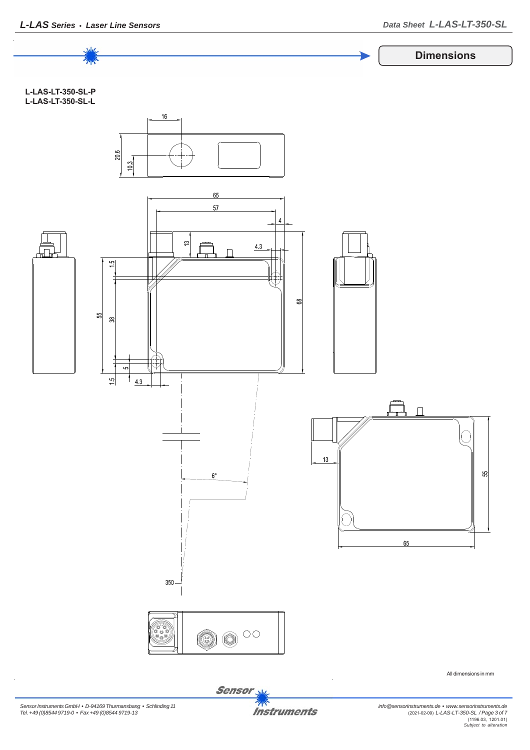## Dimensions

**L-LAS-LT-350-SL-P**
**L-LAS-LT-350-SL-L**

All dimensions in mm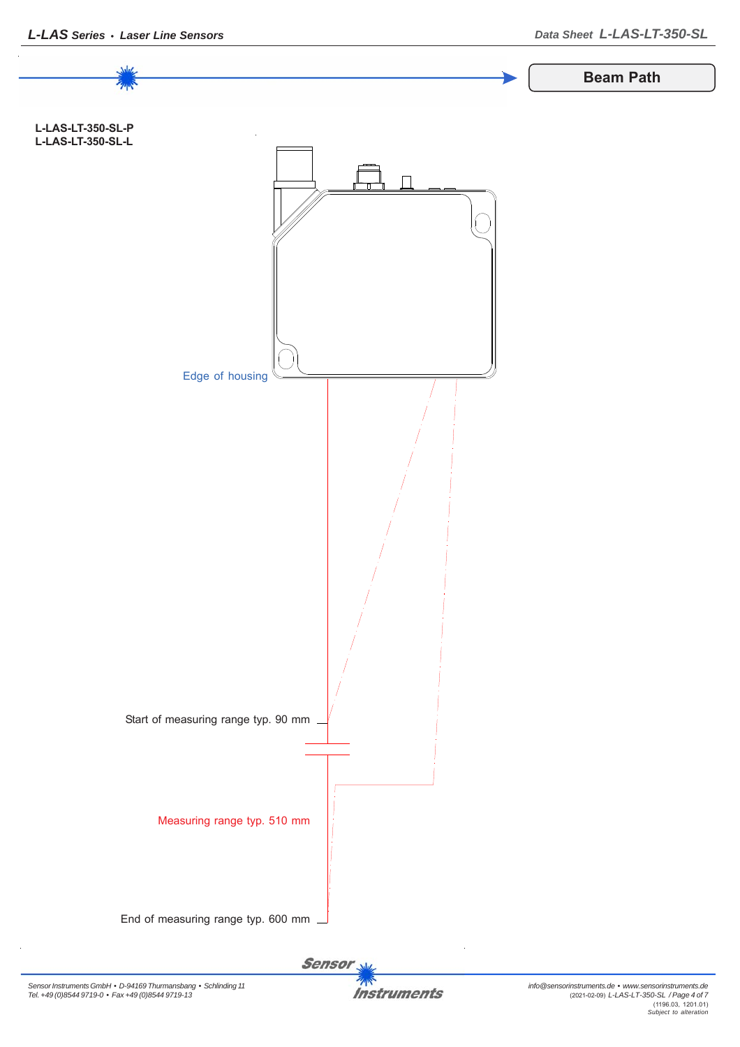## Beam Path

**L-LAS-LT-350-SL-P**
**L-LAS-LT-350-SL-L**

Edge of housing

Start of measuring range typ. 90 mm

Measuring range typ. 510 mm

End of measuring range typ. 600 mm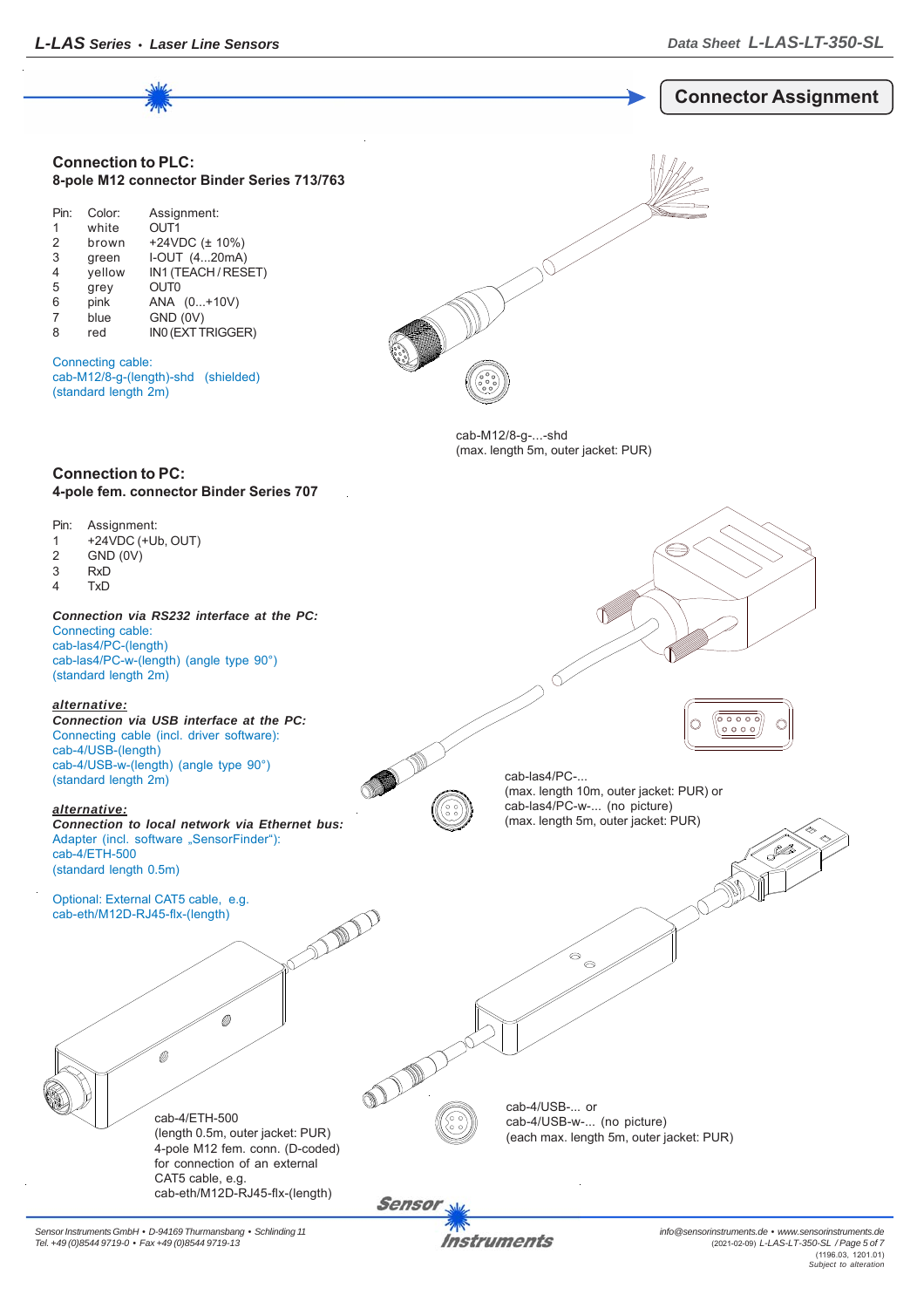## Connector Assignment

### Connection to PLC:
**8-pole M12 connector Binder Series 713/763**

| Pin: | Color: | Assignment: |
|---|---|---|
| 1 | white | OUT1 |
| 2 | brown | +24VDC (± 10%) |
| 3 | green | I-OUT (4...20mA) |
| 4 | yellow | IN1 (TEACH / RESET) |
| 5 | grey | OUT0 |
| 6 | pink | ANA (0...+10V) |
| 7 | blue | GND (0V) |
| 8 | red | IN0 (EXT TRIGGER) |

Connecting cable:
cab-M12/8-g-(length)-shd (shielded)
(standard length 2m)

cab-M12/8-g-...-shd
(max. length 5m, outer jacket: PUR)

### Connection to PC:
**4-pole fem. connector Binder Series 707**

| Pin: | Assignment: |
|---|---|
| 1 | +24VDC (+Ub, OUT) |
| 2 | GND (0V) |
| 3 | RxD |
| 4 | TxD |

***Connection via RS232 interface at the PC:***
Connecting cable:
cab-las4/PC-(length)
cab-las4/PC-w-(length) (angle type 90°)
(standard length 2m)

cab-las4/PC-...
(max. length 10m, outer jacket: PUR) or
cab-las4/PC-w-... (no picture)
(max. length 5m, outer jacket: PUR)

***alternative:***
***Connection via USB interface at the PC:***
Connecting cable (incl. driver software):
cab-4/USB-(length)
cab-4/USB-w-(length) (angle type 90°)
(standard length 2m)

***alternative:***
***Connection to local network via Ethernet bus:***
Adapter (incl. software „SensorFinder"):
cab-4/ETH-500
(standard length 0.5m)

Optional: External CAT5 cable, e.g.
cab-eth/M12D-RJ45-flx-(length)

cab-4/ETH-500
(length 0.5m, outer jacket: PUR)
4-pole M12 fem. conn. (D-coded)
for connection of an external
CAT5 cable, e.g.
cab-eth/M12D-RJ45-flx-(length)

cab-4/USB-... or
cab-4/USB-w-... (no picture)
(each max. length 5m, outer jacket: PUR)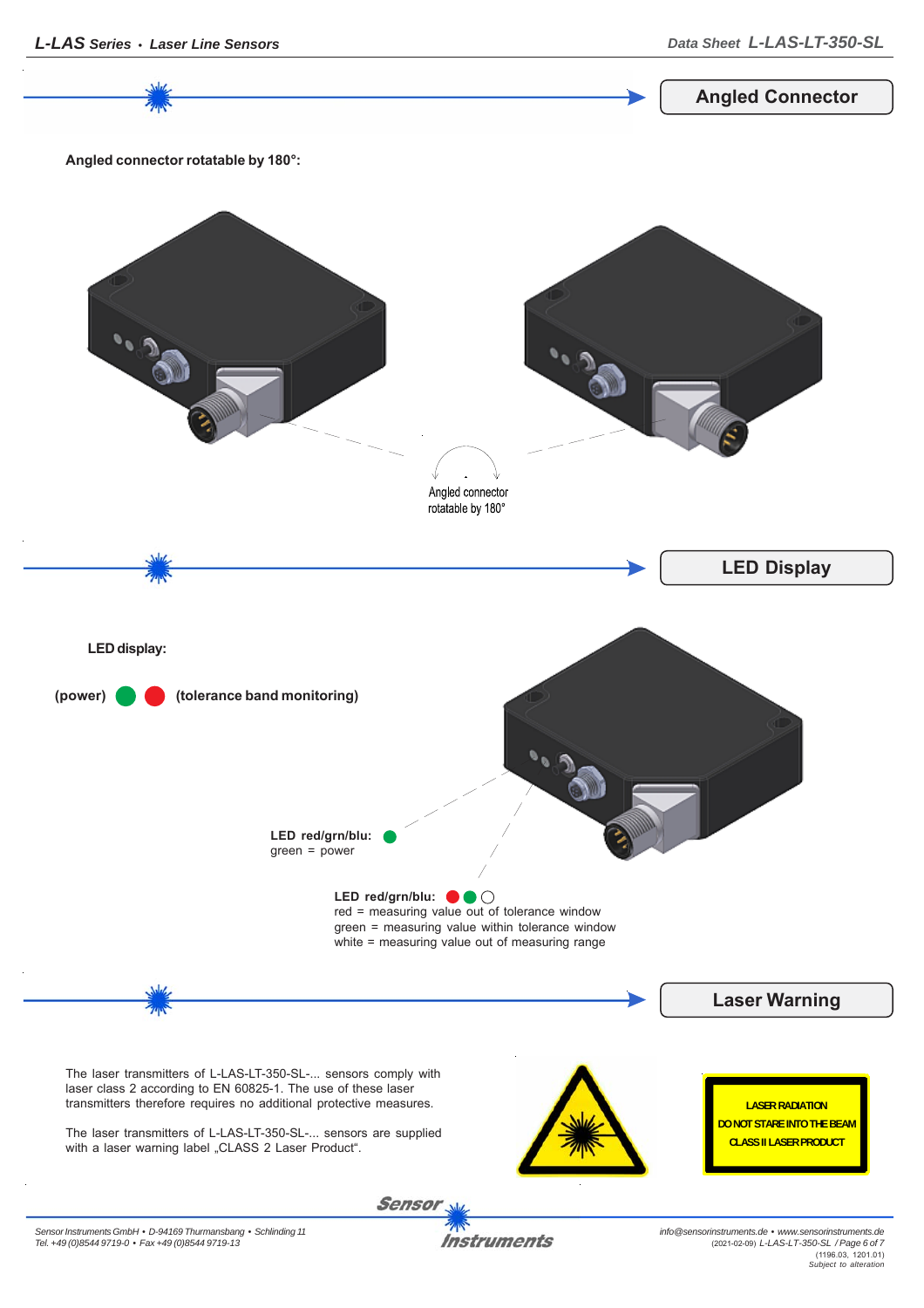## Angled Connector

**Angled connector rotatable by 180°:**

Angled connector rotatable by 180°

## LED Display

**LED display:**

**(power)** 🟢 🔴 **(tolerance band monitoring)**

**LED red/grn/blu:** 🟢
green = power

**LED red/grn/blu:** 🔴 🟢 ⚪
red = measuring value out of tolerance window
green = measuring value within tolerance window
white = measuring value out of measuring range

## Laser Warning

The laser transmitters of L-LAS-LT-350-SL-... sensors comply with laser class 2 according to EN 60825-1. The use of these laser transmitters therefore requires no additional protective measures.

The laser transmitters of L-LAS-LT-350-SL-... sensors are supplied with a laser warning label „CLASS 2 Laser Product".

LASER RADIATION
DO NOT STARE INTO THE BEAM
CLASS II LASER PRODUCT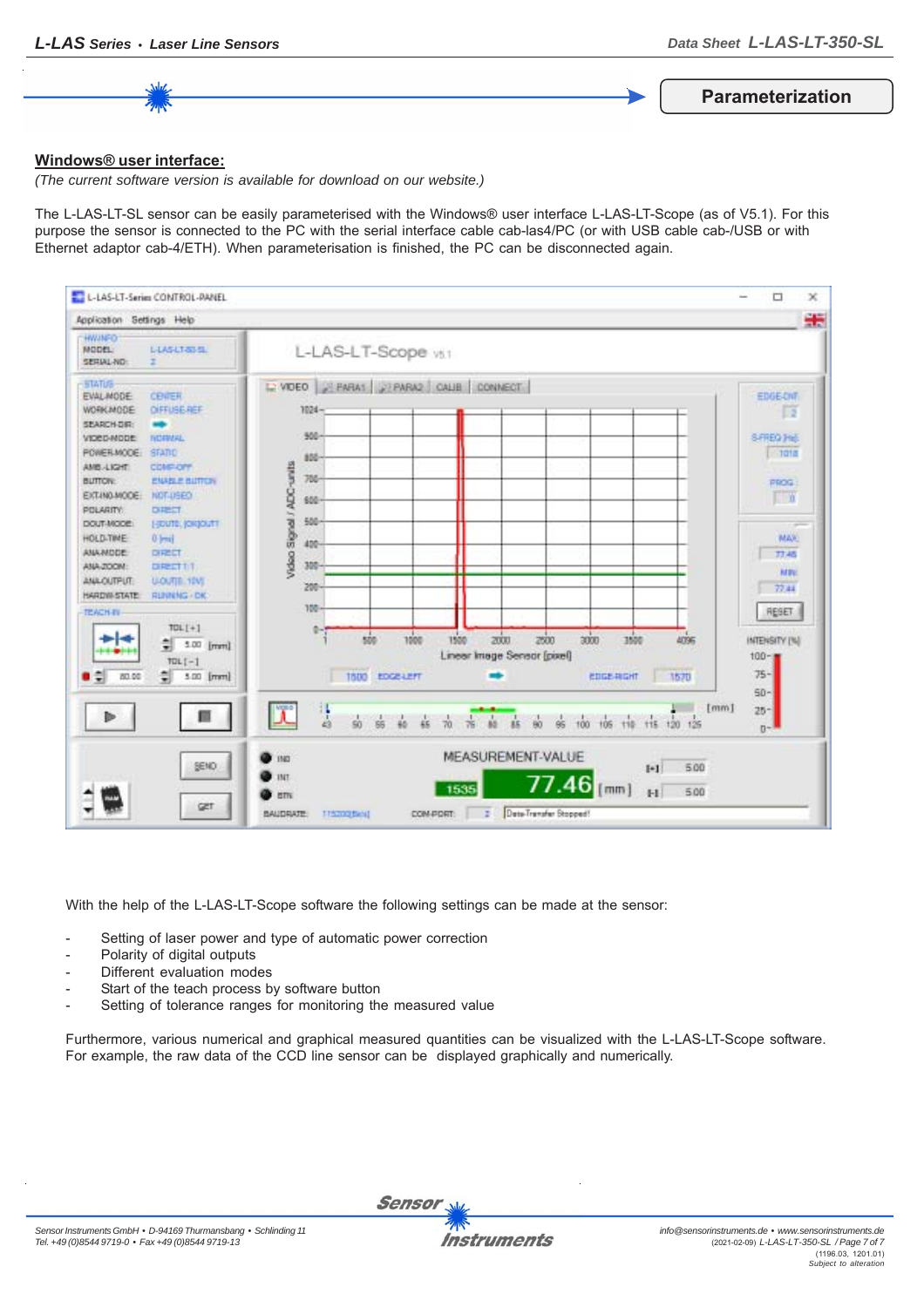## Parameterization

**Windows® user interface:**

*(The current software version is available for download on our website.)*

The L-LAS-LT-SL sensor can be easily parameterised with the Windows® user interface L-LAS-LT-Scope (as of V5.1). For this purpose the sensor is connected to the PC with the serial interface cable cab-las4/PC (or with USB cable cab-/USB or with Ethernet adaptor cab-4/ETH). When parameterisation is finished, the PC can be disconnected again.

With the help of the L-LAS-LT-Scope software the following settings can be made at the sensor:

- Setting of laser power and type of automatic power correction
- Polarity of digital outputs
- Different evaluation modes
- Start of the teach process by software button
- Setting of tolerance ranges for monitoring the measured value

Furthermore, various numerical and graphical measured quantities can be visualized with the L-LAS-LT-Scope software. For example, the raw data of the CCD line sensor can be displayed graphically and numerically.